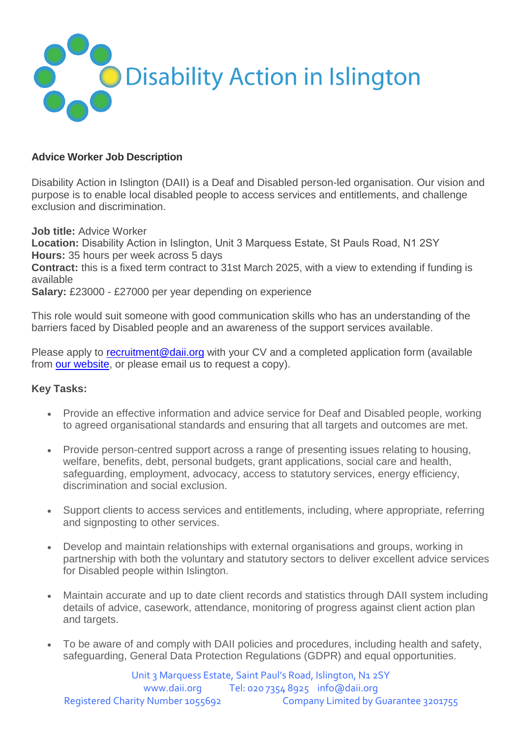Disability Action in Islington

**Advice Worker Job Description**

Disability Action in Islington (DAII) is a Deaf and Disabled person-led organisation. Our vision and purpose is to enable local disabled people to access services and entitlements, and challenge exclusion and discrimination.

**Job title:** Advice Worker
**Location:** Disability Action in Islington, Unit 3 Marquess Estate, St Pauls Road, N1 2SY
**Hours:** 35 hours per week across 5 days
**Contract:** this is a fixed term contract to 31st March 2025, with a view to extending if funding is available
**Salary:** £23000 - £27000 per year depending on experience

This role would suit someone with good communication skills who has an understanding of the barriers faced by Disabled people and an awareness of the support services available.

Please apply to recruitment@daii.org with your CV and a completed application form (available from our website, or please email us to request a copy).

**Key Tasks:**

- Provide an effective information and advice service for Deaf and Disabled people, working to agreed organisational standards and ensuring that all targets and outcomes are met.
- Provide person-centred support across a range of presenting issues relating to housing, welfare, benefits, debt, personal budgets, grant applications, social care and health, safeguarding, employment, advocacy, access to statutory services, energy efficiency, discrimination and social exclusion.
- Support clients to access services and entitlements, including, where appropriate, referring and signposting to other services.
- Develop and maintain relationships with external organisations and groups, working in partnership with both the voluntary and statutory sectors to deliver excellent advice services for Disabled people within Islington.
- Maintain accurate and up to date client records and statistics through DAII system including details of advice, casework, attendance, monitoring of progress against client action plan and targets.
- To be aware of and comply with DAII policies and procedures, including health and safety, safeguarding, General Data Protection Regulations (GDPR) and equal opportunities.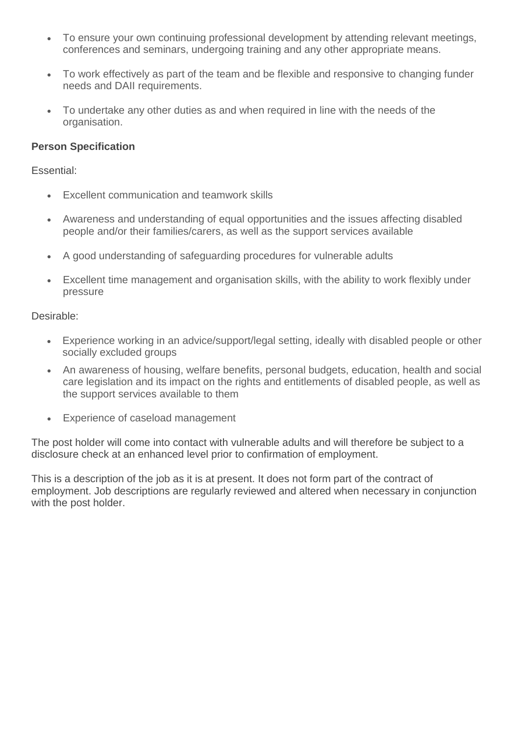- To ensure your own continuing professional development by attending relevant meetings, conferences and seminars, undergoing training and any other appropriate means.
- To work effectively as part of the team and be flexible and responsive to changing funder needs and DAII requirements.
- To undertake any other duties as and when required in line with the needs of the organisation.

**Person Specification**

Essential:

- Excellent communication and teamwork skills
- Awareness and understanding of equal opportunities and the issues affecting disabled people and/or their families/carers, as well as the support services available
- A good understanding of safeguarding procedures for vulnerable adults
- Excellent time management and organisation skills, with the ability to work flexibly under pressure

Desirable:

- Experience working in an advice/support/legal setting, ideally with disabled people or other socially excluded groups
- An awareness of housing, welfare benefits, personal budgets, education, health and social care legislation and its impact on the rights and entitlements of disabled people, as well as the support services available to them
- Experience of caseload management

The post holder will come into contact with vulnerable adults and will therefore be subject to a disclosure check at an enhanced level prior to confirmation of employment.

This is a description of the job as it is at present. It does not form part of the contract of employment. Job descriptions are regularly reviewed and altered when necessary in conjunction with the post holder.